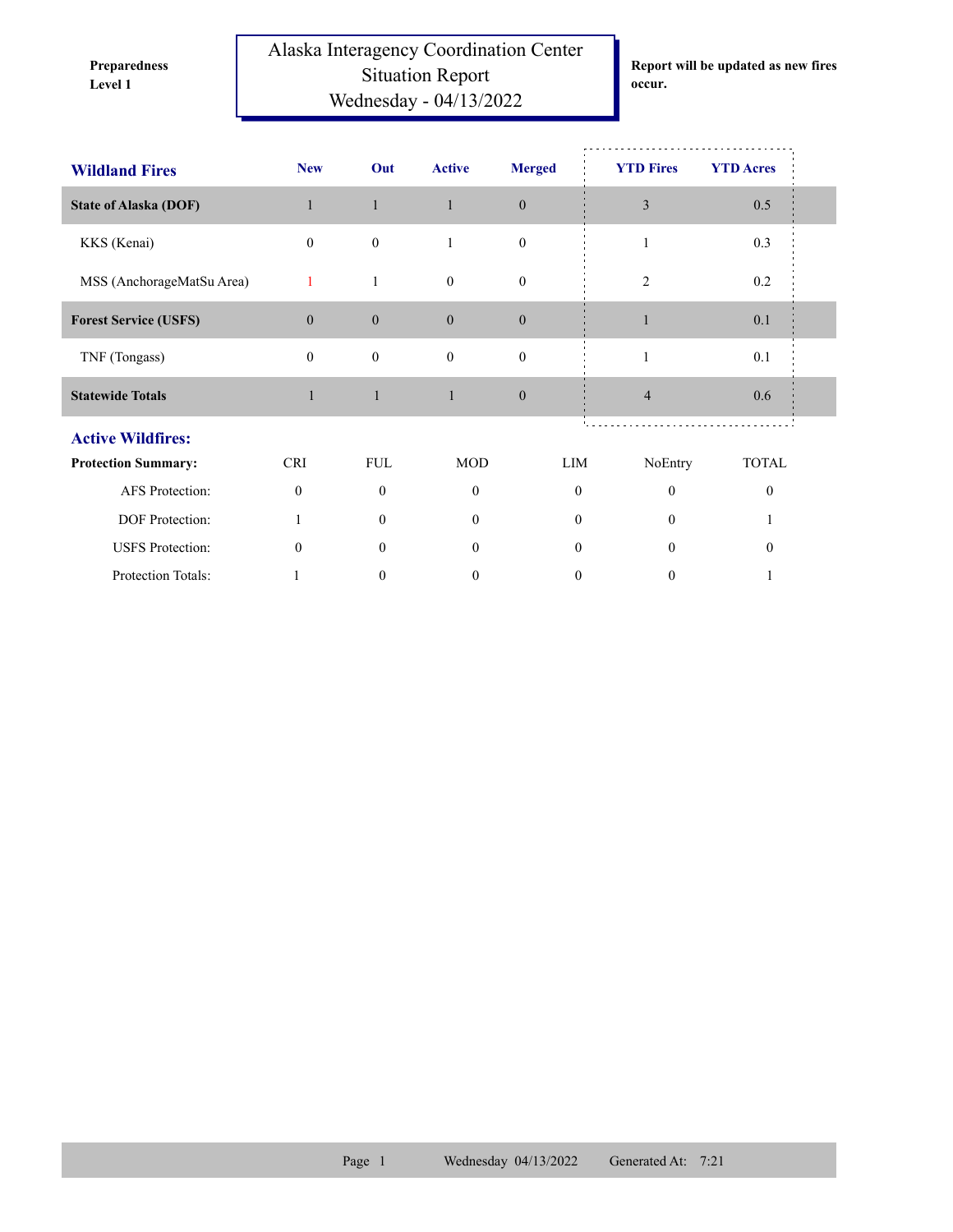Preparedness Level 1

# Alaska Interagency Coordination Center
## Situation Report
### Wednesday - 04/13/2022

**Report will be updated as new fires occur.**

| Wildland Fires | New | Out | Active | Merged | YTD Fires | YTD Acres |
|---|---|---|---|---|---|---|
| **State of Alaska (DOF)** | 1 | 1 | 1 | 0 | 3 | 0.5 |
| KKS (Kenai) | 0 | 0 | 1 | 0 | 1 | 0.3 |
| MSS (AnchorageMatSu Area) | 1 | 1 | 0 | 0 | 2 | 0.2 |
| **Forest Service (USFS)** | 0 | 0 | 0 | 0 | 1 | 0.1 |
| TNF (Tongass) | 0 | 0 | 0 | 0 | 1 | 0.1 |
| **Statewide Totals** | 1 | 1 | 1 | 0 | 4 | 0.6 |

## Active Wildfires:

| Protection Summary: | CRI | FUL | MOD | LIM | NoEntry | TOTAL |
|---|---|---|---|---|---|---|
| AFS Protection: | 0 | 0 | 0 | 0 | 0 | 0 |
| DOF Protection: | 1 | 0 | 0 | 0 | 0 | 1 |
| USFS Protection: | 0 | 0 | 0 | 0 | 0 | 0 |
| Protection Totals: | 1 | 0 | 0 | 0 | 0 | 1 |

Wednesday 04/13/2022 Generated At: 7:21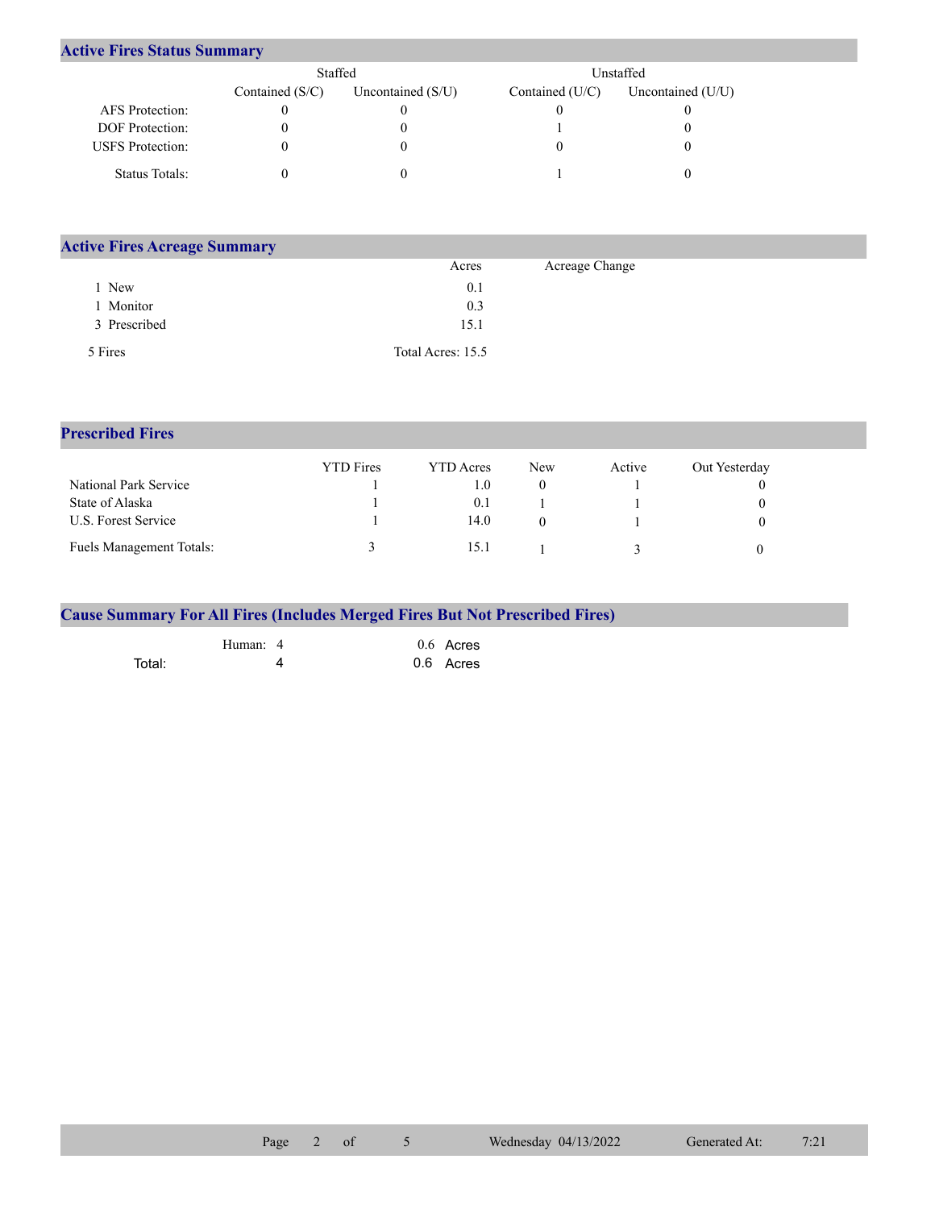## Active Fires Status Summary

| | Staffed | | Unstaffed | |
|---|---|---|---|---|
| | Contained (S/C) | Uncontained (S/U) | Contained (U/C) | Uncontained (U/U) |
| AFS Protection: | 0 | 0 | 0 | 0 |
| DOF Protection: | 0 | 0 | 1 | 0 |
| USFS Protection: | 0 | 0 | 0 | 0 |
| Status Totals: | 0 | 0 | 1 | 0 |

## Active Fires Acreage Summary

| | Acres | Acreage Change |
|---|---|---|
| 1 New | 0.1 | |
| 1 Monitor | 0.3 | |
| 3 Prescribed | 15.1 | |
| 5 Fires | Total Acres: 15.5 | |

## Prescribed Fires

| | YTD Fires | YTD Acres | New | Active | Out Yesterday |
|---|---|---|---|---|---|
| National Park Service | 1 | 1.0 | 0 | 1 | 0 |
| State of Alaska | 1 | 0.1 | 1 | 1 | 0 |
| U.S. Forest Service | 1 | 14.0 | 0 | 1 | 0 |
| Fuels Management Totals: | 3 | 15.1 | 1 | 3 | 0 |

## Cause Summary For All Fires (Includes Merged Fires But Not Prescribed Fires)

| | | | |
|---|---|---|---|
| | Human: 4 | 0.6 | Acres |
| Total: | 4 | 0.6 | Acres |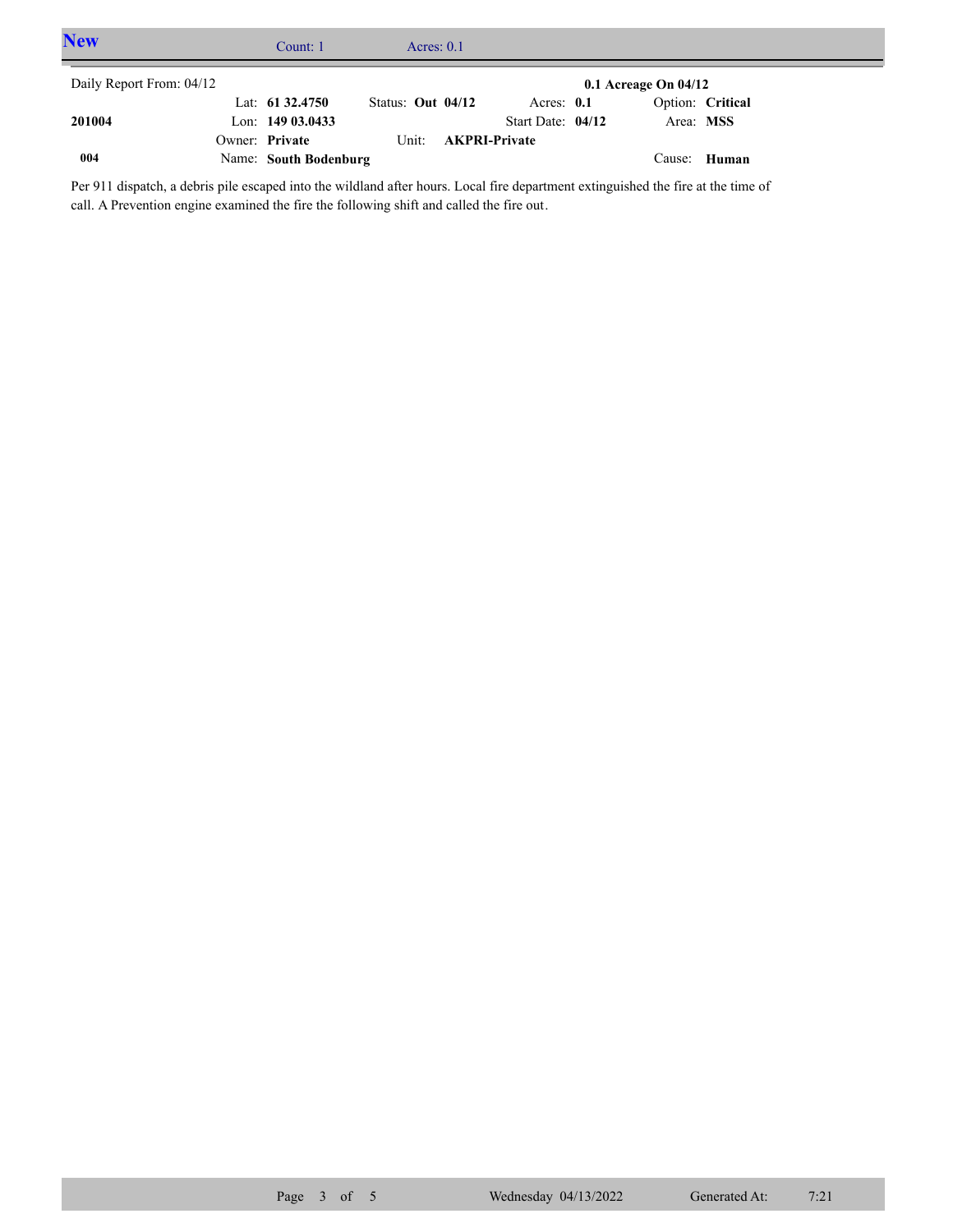## New

Count: 1 Acres: 0.1

Daily Report From: 04/12

**0.1 Acreage On 04/12**

| | | | | |
|---|---|---|---|---|
| | Lat: **61 32.4750** | Status: **Out 04/12** | Acres: **0.1** | Option: **Critical** |
| **201004** | Lon: **149 03.0433** | | Start Date: **04/12** | Area: **MSS** |
| | Owner: **Private** | Unit: **AKPRI-Private** | | |
| **004** | Name: **South Bodenburg** | | | Cause: **Human** |

Per 911 dispatch, a debris pile escaped into the wildland after hours. Local fire department extinguished the fire at the time of call. A Prevention engine examined the fire the following shift and called the fire out.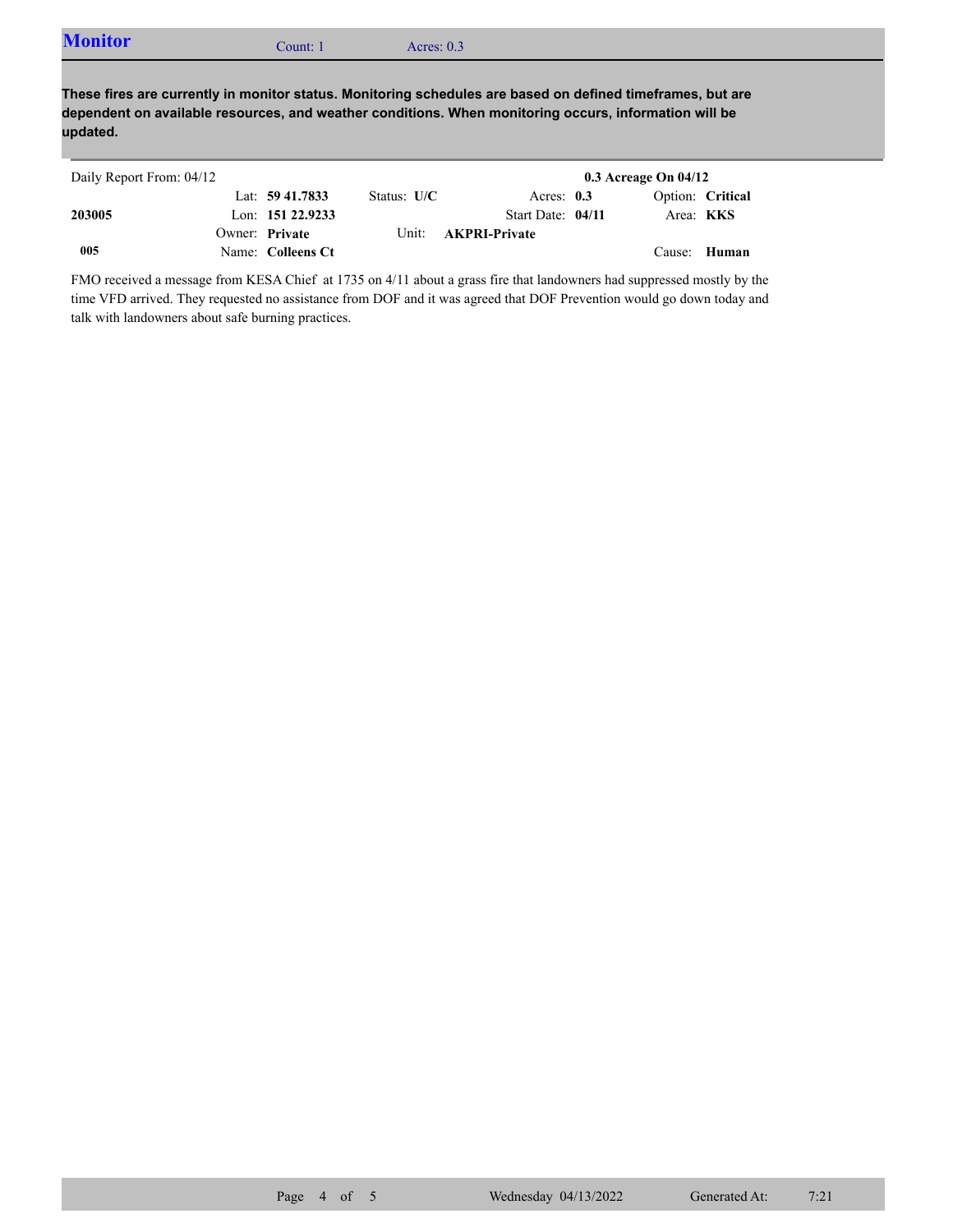## Monitor

Count: 1 Acres: 0.3

**These fires are currently in monitor status. Monitoring schedules are based on defined timeframes, but are dependent on available resources, and weather conditions. When monitoring occurs, information will be updated.**

Daily Report From: 04/12 **0.3 Acreage On 04/12**

| | | | | | |
|---|---|---|---|---|---|
| | Lat: **59 41.7833** | Status: **U/C** | Acres: **0.3** | Option: **Critical** |
| **203005** | Lon: **151 22.9233** | | Start Date: **04/11** | Area: **KKS** |
| | Owner: **Private** | Unit: **AKPRI-Private** | | |
| **005** | Name: **Colleens Ct** | | | Cause: **Human** |

FMO received a message from KESA Chief at 1735 on 4/11 about a grass fire that landowners had suppressed mostly by the time VFD arrived. They requested no assistance from DOF and it was agreed that DOF Prevention would go down today and talk with landowners about safe burning practices.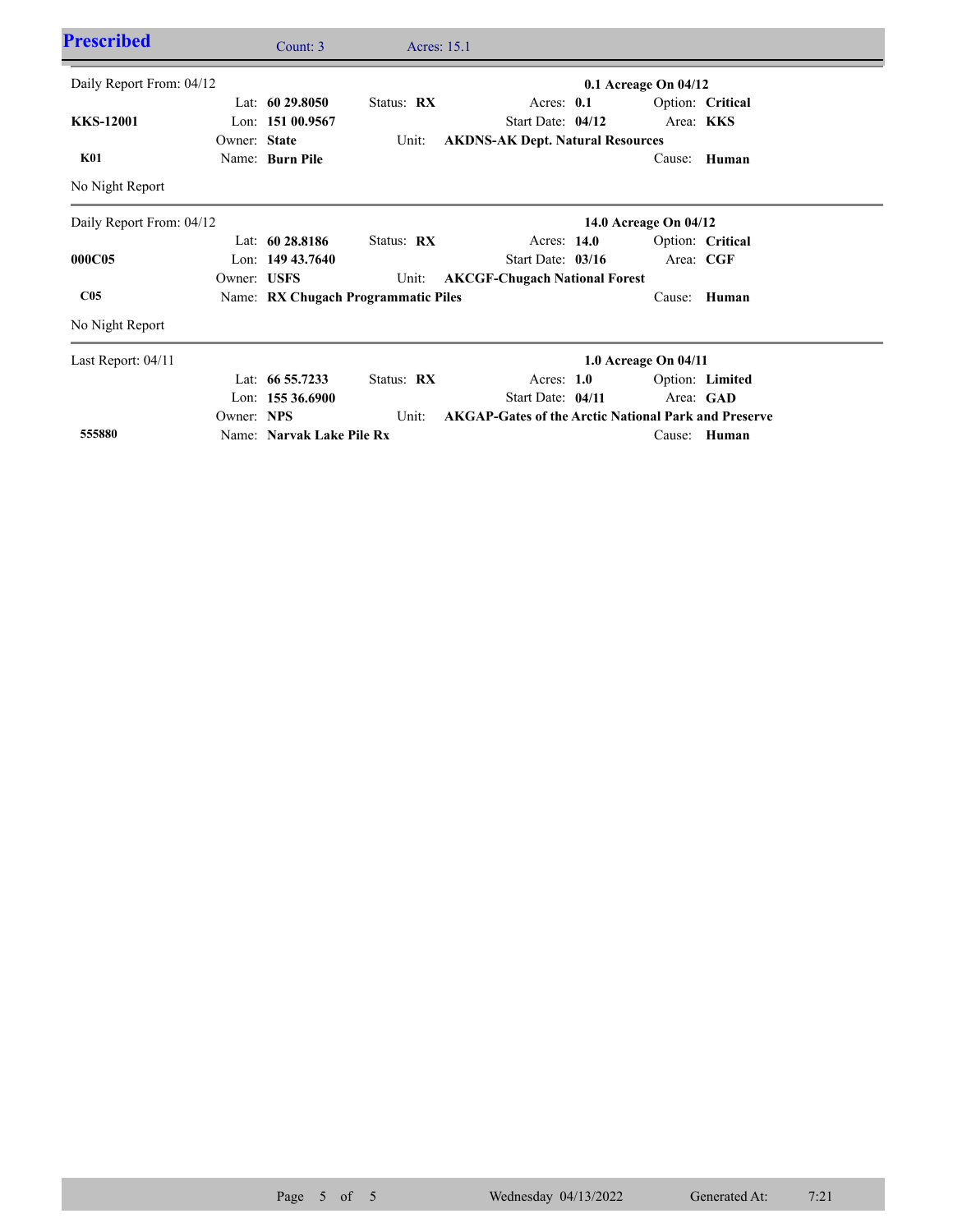## Prescribed

Count: 3 Acres: 15.1

---

Daily Report From: 04/12 **0.1 Acreage On 04/12**

| | | | | |
|---|---|---|---|---|
| | Lat: **60 29.8050** | Status: **RX** | Acres: **0.1** | Option: **Critical** |
| **KKS-12001** | Lon: **151 00.9567** | | Start Date: **04/12** | Area: **KKS** |
| | Owner: **State** | Unit: | **AKDNS-AK Dept. Natural Resources** | |
| **K01** | Name: **Burn Pile** | | | Cause: **Human** |

No Night Report

---

Daily Report From: 04/12 **14.0 Acreage On 04/12**

| | | | | |
|---|---|---|---|---|
| | Lat: **60 28.8186** | Status: **RX** | Acres: **14.0** | Option: **Critical** |
| **000C05** | Lon: **149 43.7640** | | Start Date: **03/16** | Area: **CGF** |
| | Owner: **USFS** | Unit: | **AKCGF-Chugach National Forest** | |
| **C05** | Name: **RX Chugach Programmatic Piles** | | | Cause: **Human** |

No Night Report

---

Last Report: 04/11 **1.0 Acreage On 04/11**

| | | | | |
|---|---|---|---|---|
| | Lat: **66 55.7233** | Status: **RX** | Acres: **1.0** | Option: **Limited** |
| | Lon: **155 36.6900** | | Start Date: **04/11** | Area: **GAD** |
| | Owner: **NPS** | Unit: | **AKGAP-Gates of the Arctic National Park and Preserve** | |
| **555880** | Name: **Narvak Lake Pile Rx** | | | Cause: **Human** |

Wednesday 04/13/2022 Generated At: 7:21